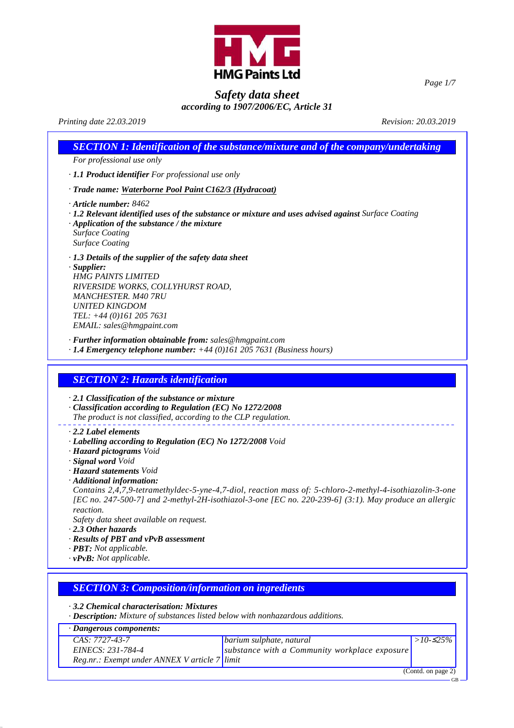HMG Paints Ltd

# Safety data sheet

**according to 1907/2006/EC, Article 31**

*Printing date 22.03.2019* *Revision: 20.03.2019*

## SECTION 1: Identification of the substance/mixture and of the company/undertaking

*For professional use only*

· **1.1 Product identifier** *For professional use only*

· **Trade name: Waterborne Pool Paint C162/3 (Hydracoat)**

· **Article number:** 8462
· **1.2 Relevant identified uses of the substance or mixture and uses advised against** Surface Coating
· **Application of the substance / the mixture**
Surface Coating
Surface Coating

· **1.3 Details of the supplier of the safety data sheet**
· **Supplier:**
HMG PAINTS LIMITED
RIVERSIDE WORKS, COLLYHURST ROAD,
MANCHESTER. M40 7RU
UNITED KINGDOM
TEL: +44 (0)161 205 7631
EMAIL: sales@hmgpaint.com

· **Further information obtainable from:** sales@hmgpaint.com
· **1.4 Emergency telephone number:** +44 (0)161 205 7631 (Business hours)

## SECTION 2: Hazards identification

· **2.1 Classification of the substance or mixture**
· **Classification according to Regulation (EC) No 1272/2008**
The product is not classified, according to the CLP regulation.

· **2.2 Label elements**
· **Labelling according to Regulation (EC) No 1272/2008** Void
· **Hazard pictograms** Void
· **Signal word** Void
· **Hazard statements** Void
· **Additional information:**
Contains 2,4,7,9-tetramethyldec-5-yne-4,7-diol, reaction mass of: 5-chloro-2-methyl-4-isothiazolin-3-one [EC no. 247-500-7] and 2-methyl-2H-isothiazol-3-one [EC no. 220-239-6] (3:1). May produce an allergic reaction.
Safety data sheet available on request.
· **2.3 Other hazards**
· **Results of PBT and vPvB assessment**
· **PBT:** Not applicable.
· **vPvB:** Not applicable.

## SECTION 3: Composition/information on ingredients

· **3.2 Chemical characterisation: Mixtures**
· **Description:** Mixture of substances listed below with nonhazardous additions.

| · Dangerous components: | | |
|---|---|---|
| CAS: 7727-43-7<br>EINECS: 231-784-4<br>Reg.nr.: Exempt under ANNEX V article 7 | barium sulphate, natural<br>substance with a Community workplace exposure limit | >10-≤25% |

(Contd. on page 2)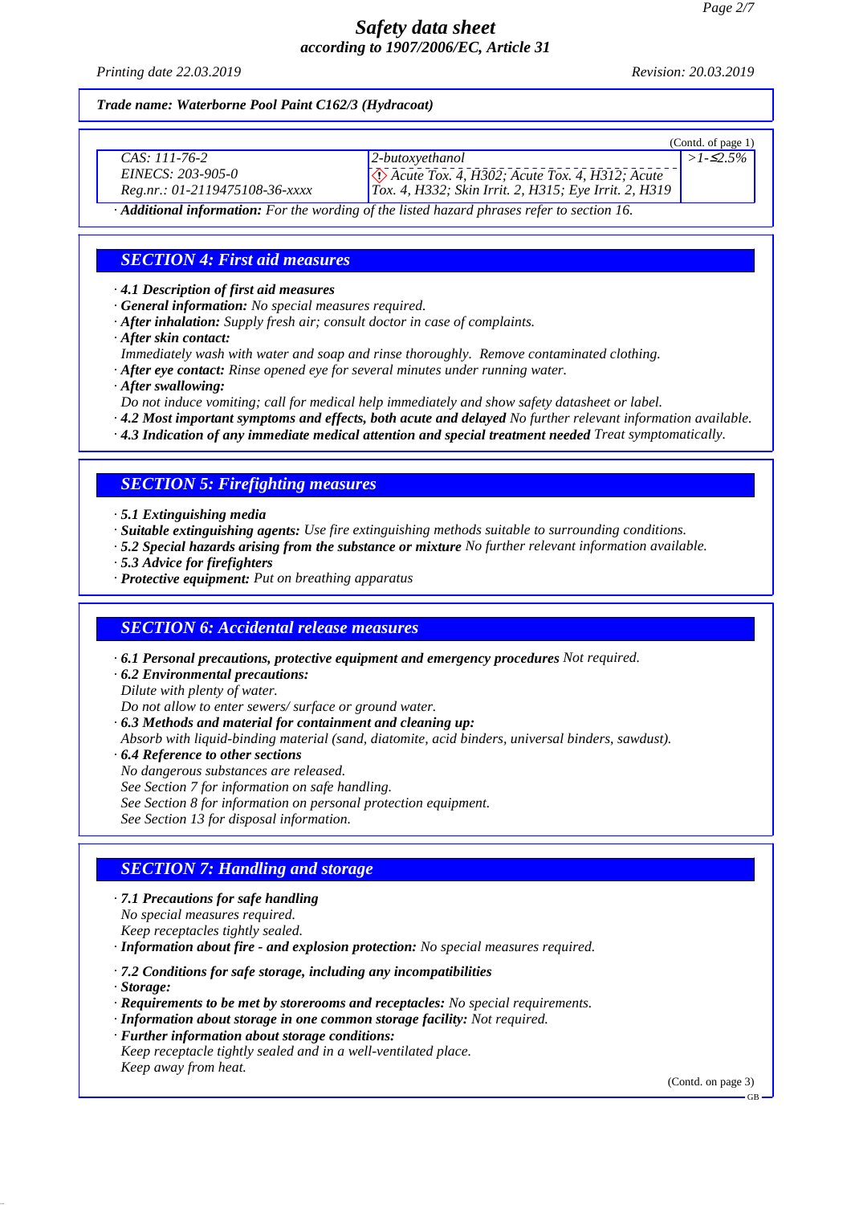Trade name: Waterborne Pool Paint C162/3 (Hydracoat)

(Contd. of page 1)

| CAS: 111-76-2<br>EINECS: 203-905-0<br>Reg.nr.: 01-2119475108-36-xxxx | 2-butoxyethanol<br>Acute Tox. 4, H302; Acute Tox. 4, H312; Acute Tox. 4, H332; Skin Irrit. 2, H315; Eye Irrit. 2, H319 | >1-≤2.5% |
|---|---|---|

· **Additional information:** For the wording of the listed hazard phrases refer to section 16.

## SECTION 4: First aid measures

· **4.1 Description of first aid measures**
· **General information:** No special measures required.
· **After inhalation:** Supply fresh air; consult doctor in case of complaints.
· **After skin contact:**
Immediately wash with water and soap and rinse thoroughly. Remove contaminated clothing.
· **After eye contact:** Rinse opened eye for several minutes under running water.
· **After swallowing:**
Do not induce vomiting; call for medical help immediately and show safety datasheet or label.
· **4.2 Most important symptoms and effects, both acute and delayed** No further relevant information available.
· **4.3 Indication of any immediate medical attention and special treatment needed** Treat symptomatically.

## SECTION 5: Firefighting measures

· **5.1 Extinguishing media**
· **Suitable extinguishing agents:** Use fire extinguishing methods suitable to surrounding conditions.
· **5.2 Special hazards arising from the substance or mixture** No further relevant information available.
· **5.3 Advice for firefighters**
· **Protective equipment:** Put on breathing apparatus

## SECTION 6: Accidental release measures

· **6.1 Personal precautions, protective equipment and emergency procedures** Not required.
· **6.2 Environmental precautions:**
Dilute with plenty of water.
Do not allow to enter sewers/ surface or ground water.
· **6.3 Methods and material for containment and cleaning up:**
Absorb with liquid-binding material (sand, diatomite, acid binders, universal binders, sawdust).
· **6.4 Reference to other sections**
No dangerous substances are released.
See Section 7 for information on safe handling.
See Section 8 for information on personal protection equipment.
See Section 13 for disposal information.

## SECTION 7: Handling and storage

· **7.1 Precautions for safe handling**
No special measures required.
Keep receptacles tightly sealed.
· **Information about fire - and explosion protection:** No special measures required.

· **7.2 Conditions for safe storage, including any incompatibilities**
· **Storage:**
· **Requirements to be met by storerooms and receptacles:** No special requirements.
· **Information about storage in one common storage facility:** Not required.
· **Further information about storage conditions:**
Keep receptacle tightly sealed and in a well-ventilated place.
Keep away from heat.

(Contd. on page 3)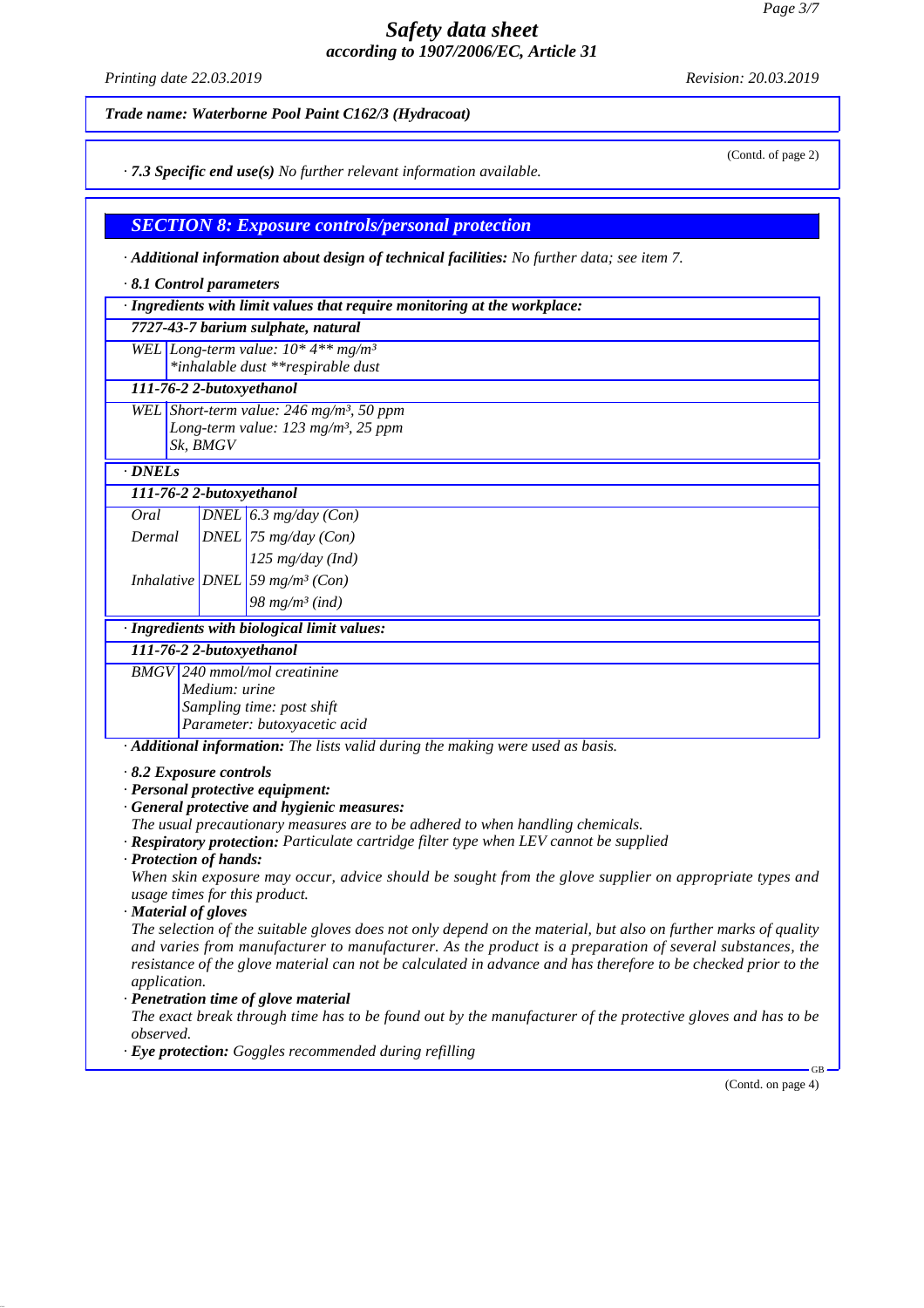*Trade name: Waterborne Pool Paint C162/3 (Hydracoat)*

(Contd. of page 2)

· **7.3 Specific end use(s)** *No further relevant information available.*

## SECTION 8: Exposure controls/personal protection

· **Additional information about design of technical facilities:** *No further data; see item 7.*

· **8.1 Control parameters**

| · Ingredients with limit values that require monitoring at the workplace: | |
|---|---|
| **7727-43-7 barium sulphate, natural** | |
| WEL | Long-term value: 10* 4** mg/m³<br>*inhalable dust **respirable dust |
| **111-76-2 2-butoxyethanol** | |
| WEL | Short-term value: 246 mg/m³, 50 ppm<br>Long-term value: 123 mg/m³, 25 ppm<br>Sk, BMGV |

| · DNELs | | |
|---|---|---|
| **111-76-2 2-butoxyethanol** | | |
| Oral | DNEL | 6.3 mg/day (Con) |
| Dermal | DNEL | 75 mg/day (Con) |
| | | 125 mg/day (Ind) |
| Inhalative | DNEL | 59 mg/m³ (Con) |
| | | 98 mg/m³ (ind) |

| · Ingredients with biological limit values: | |
|---|---|
| **111-76-2 2-butoxyethanol** | |
| BMGV | 240 mmol/mol creatinine<br>Medium: urine<br>Sampling time: post shift<br>Parameter: butoxyacetic acid |

· **Additional information:** *The lists valid during the making were used as basis.*

· **8.2 Exposure controls**

· **Personal protective equipment:**

· **General protective and hygienic measures:**
*The usual precautionary measures are to be adhered to when handling chemicals.*

· **Respiratory protection:** *Particulate cartridge filter type when LEV cannot be supplied*

· **Protection of hands:**
*When skin exposure may occur, advice should be sought from the glove supplier on appropriate types and usage times for this product.*

· **Material of gloves**
*The selection of the suitable gloves does not only depend on the material, but also on further marks of quality and varies from manufacturer to manufacturer. As the product is a preparation of several substances, the resistance of the glove material can not be calculated in advance and has therefore to be checked prior to the application.*

· **Penetration time of glove material**
*The exact break through time has to be found out by the manufacturer of the protective gloves and has to be observed.*

· **Eye protection:** *Goggles recommended during refilling*

(Contd. on page 4)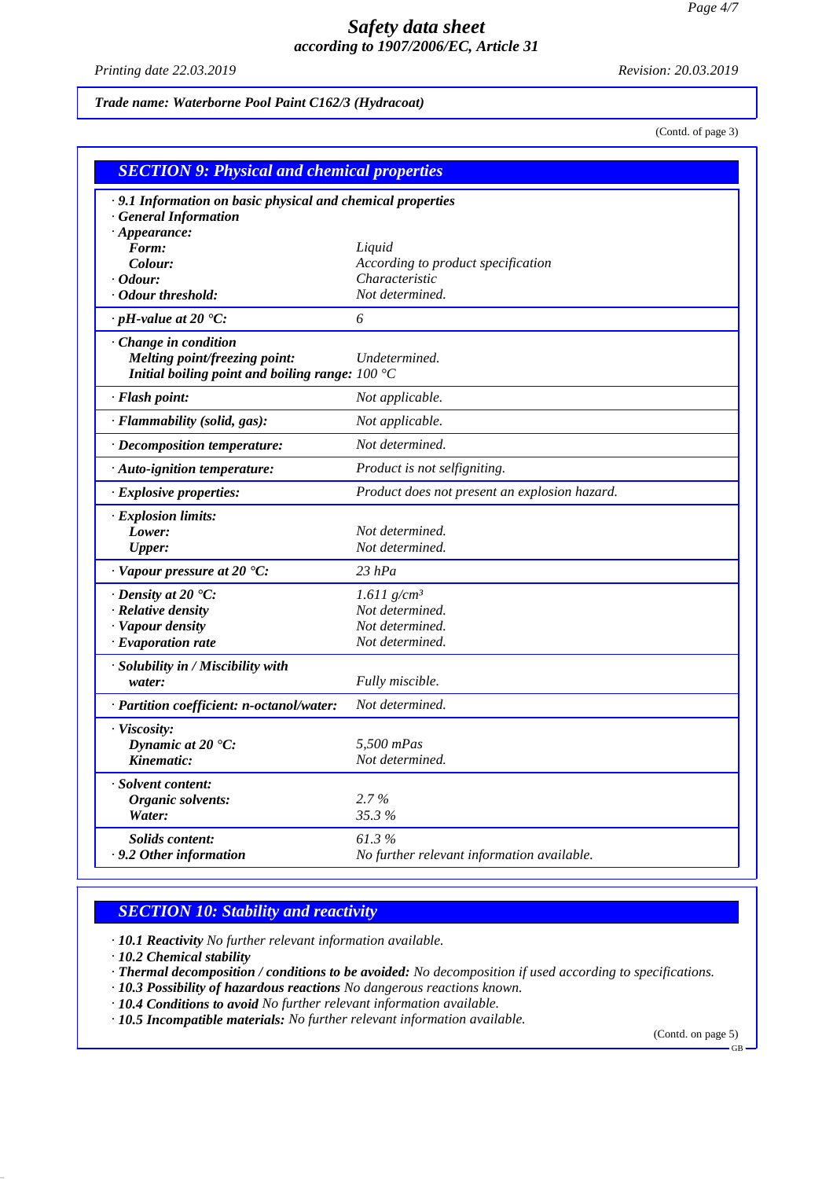**Trade name: Waterborne Pool Paint C162/3 (Hydracoat)**

(Contd. of page 3)

## SECTION 9: Physical and chemical properties

| | |
|---|---|
| **· 9.1 Information on basic physical and chemical properties** | |
| **· General Information** | |
| **· Appearance:** | |
| **Form:** | Liquid |
| **Colour:** | According to product specification |
| **· Odour:** | Characteristic |
| **· Odour threshold:** | Not determined. |
| **· pH-value at 20 °C:** | 6 |
| **· Change in condition** | |
| **Melting point/freezing point:** | Undetermined. |
| **Initial boiling point and boiling range:** | 100 °C |
| **· Flash point:** | Not applicable. |
| **· Flammability (solid, gas):** | Not applicable. |
| **· Decomposition temperature:** | Not determined. |
| **· Auto-ignition temperature:** | Product is not selfigniting. |
| **· Explosive properties:** | Product does not present an explosion hazard. |
| **· Explosion limits:** | |
| **Lower:** | Not determined. |
| **Upper:** | Not determined. |
| **· Vapour pressure at 20 °C:** | 23 hPa |
| **· Density at 20 °C:** | 1.611 g/cm³ |
| **· Relative density** | Not determined. |
| **· Vapour density** | Not determined. |
| **· Evaporation rate** | Not determined. |
| **· Solubility in / Miscibility with** | |
| **water:** | Fully miscible. |
| **· Partition coefficient: n-octanol/water:** | Not determined. |
| **· Viscosity:** | |
| **Dynamic at 20 °C:** | 5,500 mPas |
| **Kinematic:** | Not determined. |
| **· Solvent content:** | |
| **Organic solvents:** | 2.7 % |
| **Water:** | 35.3 % |
| **Solids content:** | 61.3 % |
| **· 9.2 Other information** | No further relevant information available. |

## SECTION 10: Stability and reactivity

- **10.1 Reactivity** No further relevant information available.
- **10.2 Chemical stability**
- **Thermal decomposition / conditions to be avoided:** No decomposition if used according to specifications.
- **10.3 Possibility of hazardous reactions** No dangerous reactions known.
- **10.4 Conditions to avoid** No further relevant information available.
- **10.5 Incompatible materials:** No further relevant information available.

(Contd. on page 5)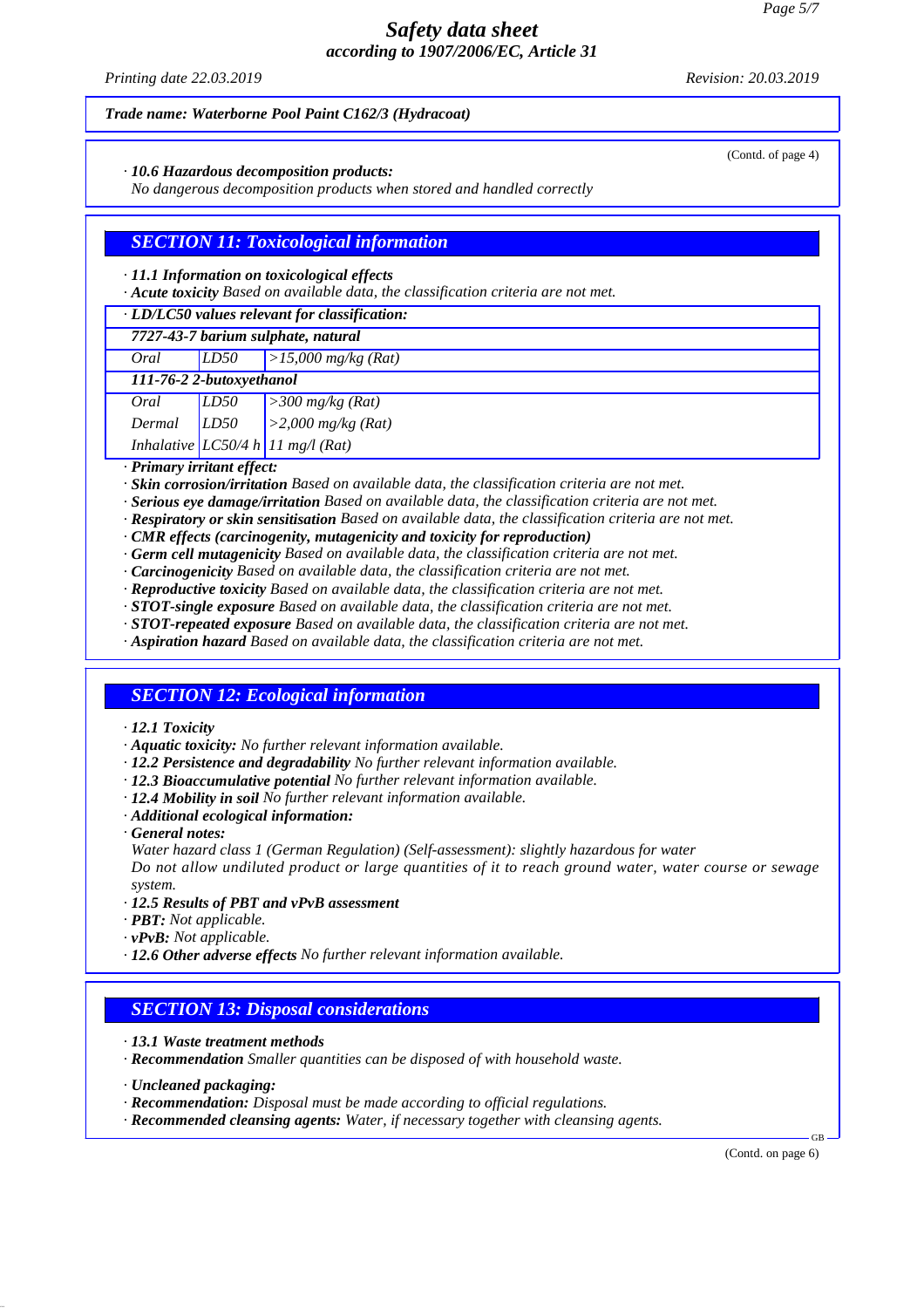*(Contd. of page 4)*

· ***10.6 Hazardous decomposition products:***
*No dangerous decomposition products when stored and handled correctly*

## *SECTION 11: Toxicological information*

· ***11.1 Information on toxicological effects***
· ***Acute toxicity*** *Based on available data, the classification criteria are not met.*

| · ***LD/LC50 values relevant for classification:*** | | |
|---|---|---|
| ***7727-43-7 barium sulphate, natural*** | | |
| *Oral* | *LD50* | *>15,000 mg/kg (Rat)* |
| ***111-76-2 2-butoxyethanol*** | | |
| *Oral* | *LD50* | *>300 mg/kg (Rat)* |
| *Dermal* | *LD50* | *>2,000 mg/kg (Rat)* |
| *Inhalative* | *LC50/4 h* | *11 mg/l (Rat)* |

· ***Primary irritant effect:***
· ***Skin corrosion/irritation*** *Based on available data, the classification criteria are not met.*
· ***Serious eye damage/irritation*** *Based on available data, the classification criteria are not met.*
· ***Respiratory or skin sensitisation*** *Based on available data, the classification criteria are not met.*
· ***CMR effects (carcinogenity, mutagenicity and toxicity for reproduction)***
· ***Germ cell mutagenicity*** *Based on available data, the classification criteria are not met.*
· ***Carcinogenicity*** *Based on available data, the classification criteria are not met.*
· ***Reproductive toxicity*** *Based on available data, the classification criteria are not met.*
· ***STOT-single exposure*** *Based on available data, the classification criteria are not met.*
· ***STOT-repeated exposure*** *Based on available data, the classification criteria are not met.*
· ***Aspiration hazard*** *Based on available data, the classification criteria are not met.*

## *SECTION 12: Ecological information*

· ***12.1 Toxicity***
· ***Aquatic toxicity:*** *No further relevant information available.*
· ***12.2 Persistence and degradability*** *No further relevant information available.*
· ***12.3 Bioaccumulative potential*** *No further relevant information available.*
· ***12.4 Mobility in soil*** *No further relevant information available.*
· ***Additional ecological information:***
· ***General notes:***
*Water hazard class 1 (German Regulation) (Self-assessment): slightly hazardous for water*
*Do not allow undiluted product or large quantities of it to reach ground water, water course or sewage system.*
· ***12.5 Results of PBT and vPvB assessment***
· ***PBT:*** *Not applicable.*
· ***vPvB:*** *Not applicable.*
· ***12.6 Other adverse effects*** *No further relevant information available.*

## *SECTION 13: Disposal considerations*

· ***13.1 Waste treatment methods***
· ***Recommendation*** *Smaller quantities can be disposed of with household waste.*

· ***Uncleaned packaging:***
· ***Recommendation:*** *Disposal must be made according to official regulations.*
· ***Recommended cleansing agents:*** *Water, if necessary together with cleansing agents.*

*(Contd. on page 6)*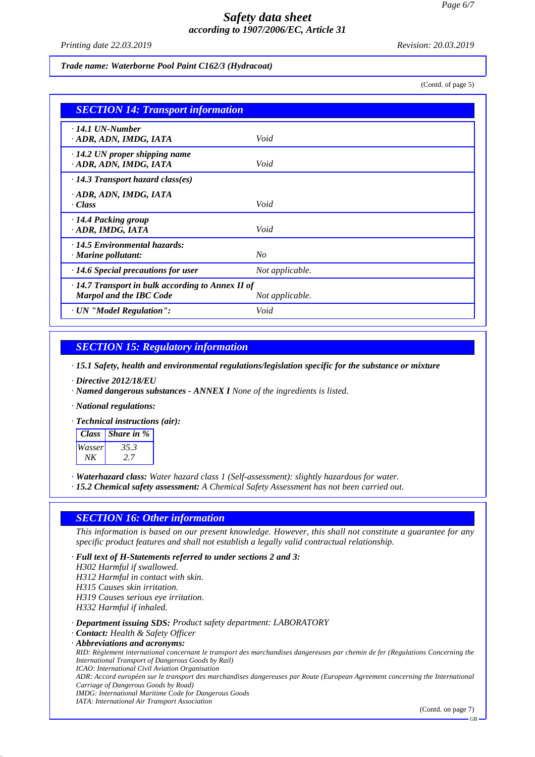*Trade name: Waterborne Pool Paint C162/3 (Hydracoat)*

(Contd. of page 5)

## SECTION 14: Transport information

| | |
|---|---|
| · **14.1 UN-Number**<br>· **ADR, ADN, IMDG, IATA** | *Void* |
| · **14.2 UN proper shipping name**<br>· **ADR, ADN, IMDG, IATA** | *Void* |
| · **14.3 Transport hazard class(es)**<br><br>· **ADR, ADN, IMDG, IATA**<br>· **Class** | *Void* |
| · **14.4 Packing group**<br>· **ADR, IMDG, IATA** | *Void* |
| · **14.5 Environmental hazards:**<br>· **Marine pollutant:** | *No* |
| · **14.6 Special precautions for user** | *Not applicable.* |
| · **14.7 Transport in bulk according to Annex II of Marpol and the IBC Code** | *Not applicable.* |
| · **UN "Model Regulation":** | *Void* |

## SECTION 15: Regulatory information

· **15.1 Safety, health and environmental regulations/legislation specific for the substance or mixture**

· **Directive 2012/18/EU**
· **Named dangerous substances - ANNEX I** *None of the ingredients is listed.*

· **National regulations:**

· **Technical instructions (air):**

| Class | Share in % |
|---|---|
| Wasser | 35.3 |
| NK | 2.7 |

· **Waterhazard class:** *Water hazard class 1 (Self-assessment): slightly hazardous for water.*
· **15.2 Chemical safety assessment:** *A Chemical Safety Assessment has not been carried out.*

## SECTION 16: Other information

*This information is based on our present knowledge. However, this shall not constitute a guarantee for any specific product features and shall not establish a legally valid contractual relationship.*

· **Full text of H-Statements referred to under sections 2 and 3:**
*H302 Harmful if swallowed.*
*H312 Harmful in contact with skin.*
*H315 Causes skin irritation.*
*H319 Causes serious eye irritation.*
*H332 Harmful if inhaled.*

· **Department issuing SDS:** *Product safety department: LABORATORY*
· **Contact:** *Health & Safety Officer*
· **Abbreviations and acronyms:**
*RID: Règlement international concernant le transport des marchandises dangereuses par chemin de fer (Regulations Concerning the International Transport of Dangerous Goods by Rail)*
*ICAO: International Civil Aviation Organisation*
*ADR: Accord européen sur le transport des marchandises dangereuses par Route (European Agreement concerning the International Carriage of Dangerous Goods by Road)*
*IMDG: International Maritime Code for Dangerous Goods*
*IATA: International Air Transport Association*

(Contd. on page 7)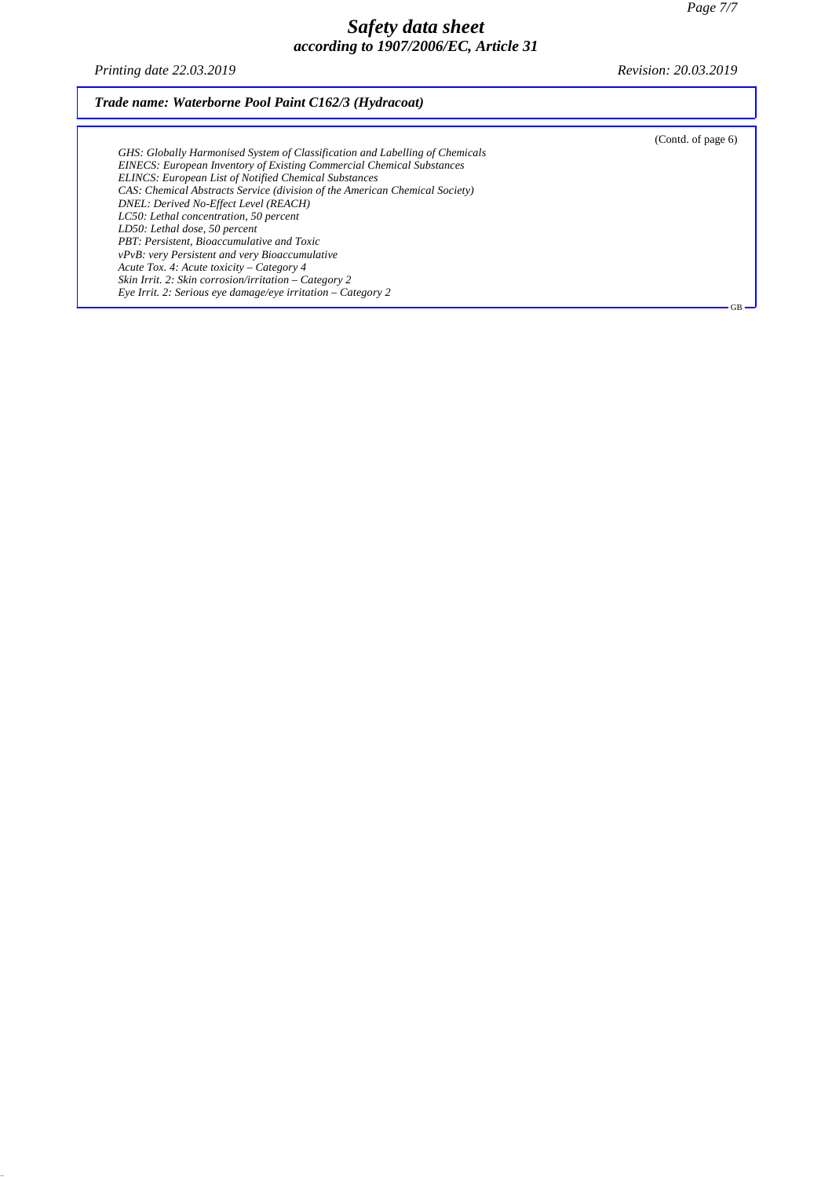*Trade name: Waterborne Pool Paint C162/3 (Hydracoat)*

(Contd. of page 6)

*GHS: Globally Harmonised System of Classification and Labelling of Chemicals*
*EINECS: European Inventory of Existing Commercial Chemical Substances*
*ELINCS: European List of Notified Chemical Substances*
*CAS: Chemical Abstracts Service (division of the American Chemical Society)*
*DNEL: Derived No-Effect Level (REACH)*
*LC50: Lethal concentration, 50 percent*
*LD50: Lethal dose, 50 percent*
*PBT: Persistent, Bioaccumulative and Toxic*
*vPvB: very Persistent and very Bioaccumulative*
*Acute Tox. 4: Acute toxicity – Category 4*
*Skin Irrit. 2: Skin corrosion/irritation – Category 2*
*Eye Irrit. 2: Serious eye damage/eye irritation – Category 2*

GB